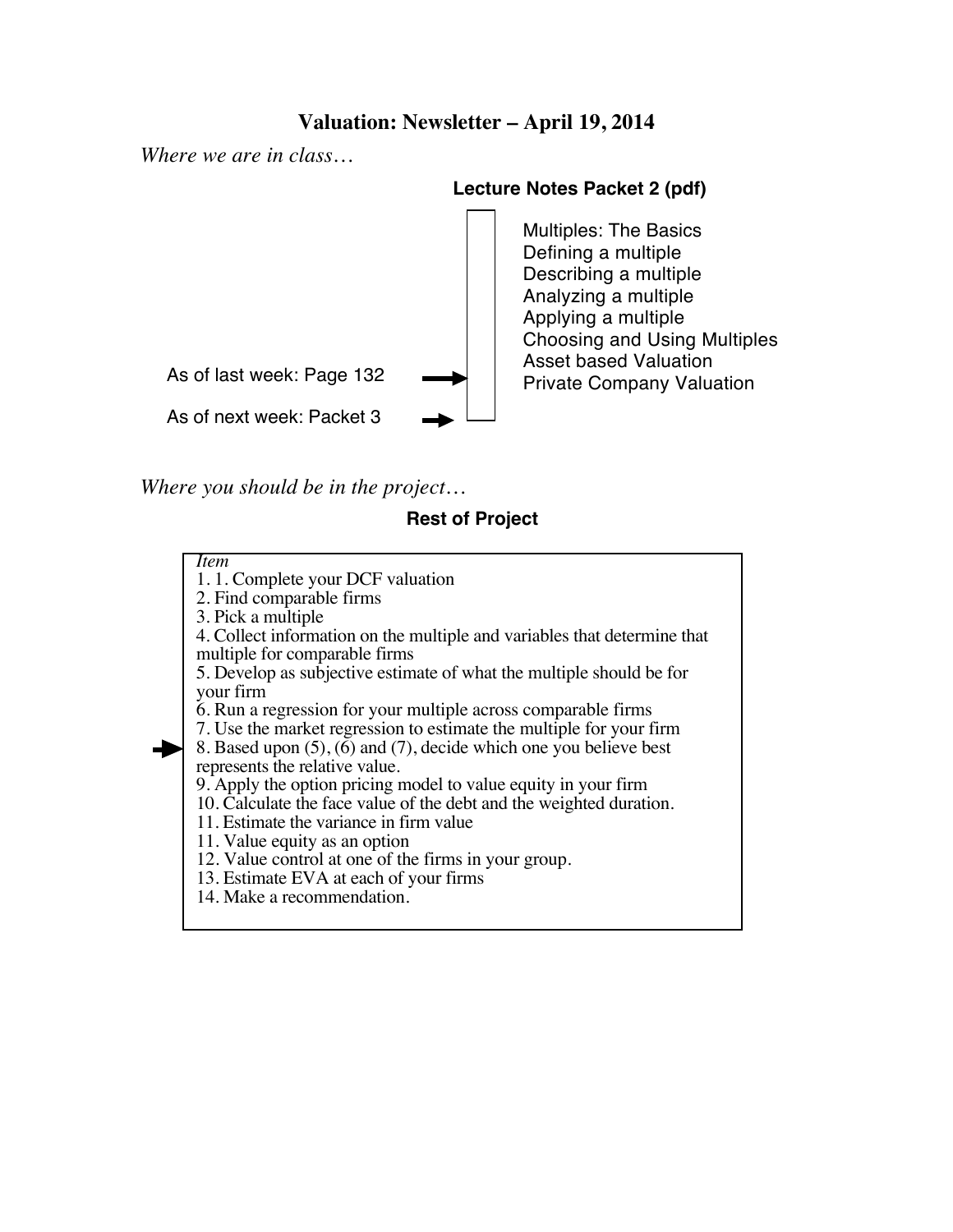# Valuation: Newsletter – April 19, 2014

*Where we are in class…*

**Lecture Notes Packet 2 (pdf)**

- Multiples: The Basics
- Defining a multiple
- Describing a multiple
- Analyzing a multiple
- Applying a multiple
- Choosing and Using Multiples
- Asset based Valuation
- Private Company Valuation

As of last week: Page 132 →

As of next week: Packet 3 →

*Where you should be in the project…*

**Rest of Project**

*Item*

1. 1. Complete your DCF valuation
2. Find comparable firms
3. Pick a multiple
4. Collect information on the multiple and variables that determine that multiple for comparable firms
5. Develop as subjective estimate of what the multiple should be for your firm
6. Run a regression for your multiple across comparable firms
7. Use the market regression to estimate the multiple for your firm

→ 8. Based upon (5), (6) and (7), decide which one you believe best represents the relative value.

9. Apply the option pricing model to value equity in your firm
10. Calculate the face value of the debt and the weighted duration.
11. Estimate the variance in firm value
11. Value equity as an option
12. Value control at one of the firms in your group.
13. Estimate EVA at each of your firms
14. Make a recommendation.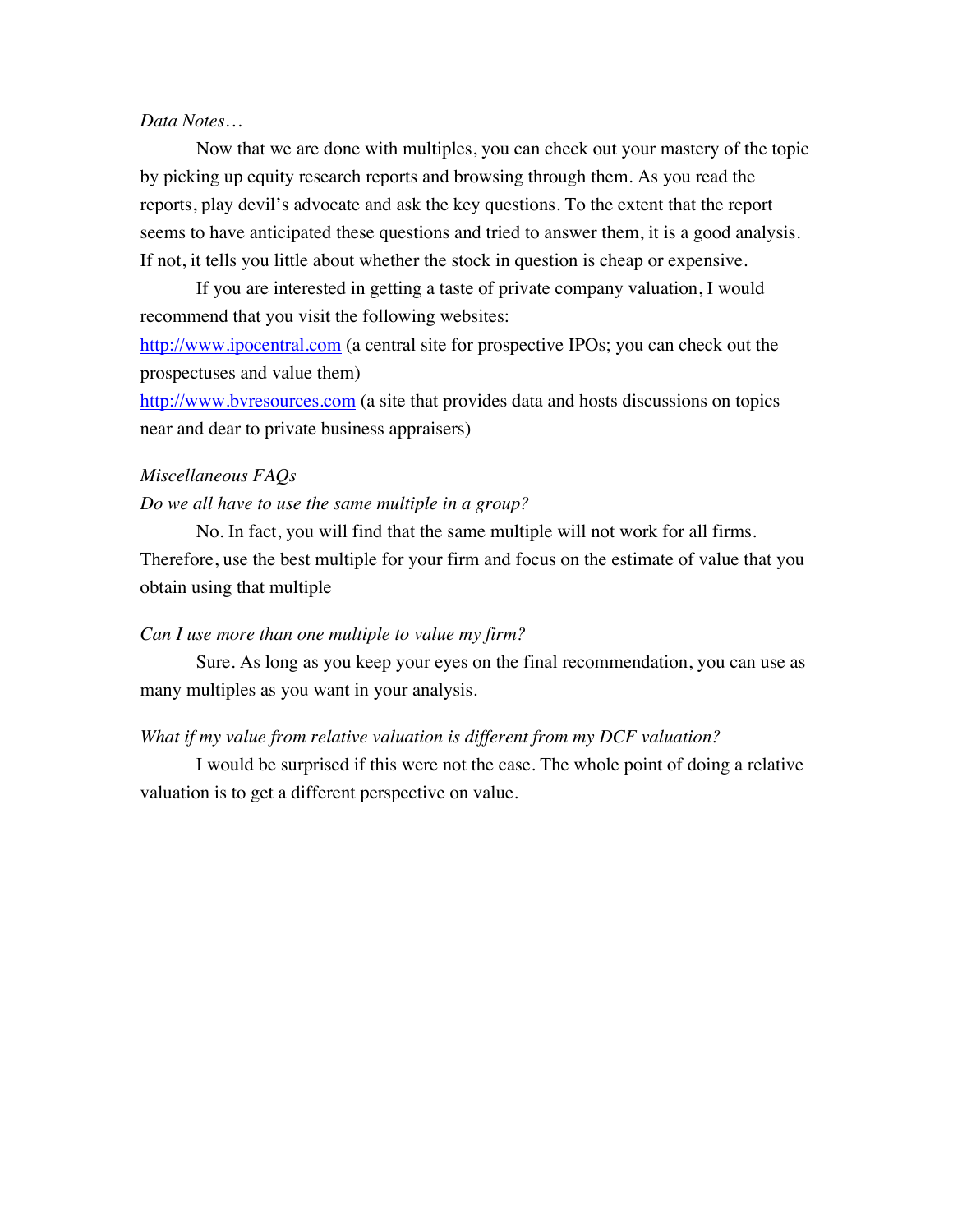*Data Notes…*

Now that we are done with multiples, you can check out your mastery of the topic by picking up equity research reports and browsing through them. As you read the reports, play devil's advocate and ask the key questions. To the extent that the report seems to have anticipated these questions and tried to answer them, it is a good analysis. If not, it tells you little about whether the stock in question is cheap or expensive.

If you are interested in getting a taste of private company valuation, I would recommend that you visit the following websites:

[http://www.ipocentral.com](http://www.ipocentral.com) (a central site for prospective IPOs; you can check out the prospectuses and value them)

[http://www.bvresources.com](http://www.bvresources.com) (a site that provides data and hosts discussions on topics near and dear to private business appraisers)

*Miscellaneous FAQs*

*Do we all have to use the same multiple in a group?*

No. In fact, you will find that the same multiple will not work for all firms. Therefore, use the best multiple for your firm and focus on the estimate of value that you obtain using that multiple

*Can I use more than one multiple to value my firm?*

Sure. As long as you keep your eyes on the final recommendation, you can use as many multiples as you want in your analysis.

*What if my value from relative valuation is different from my DCF valuation?*

I would be surprised if this were not the case. The whole point of doing a relative valuation is to get a different perspective on value.